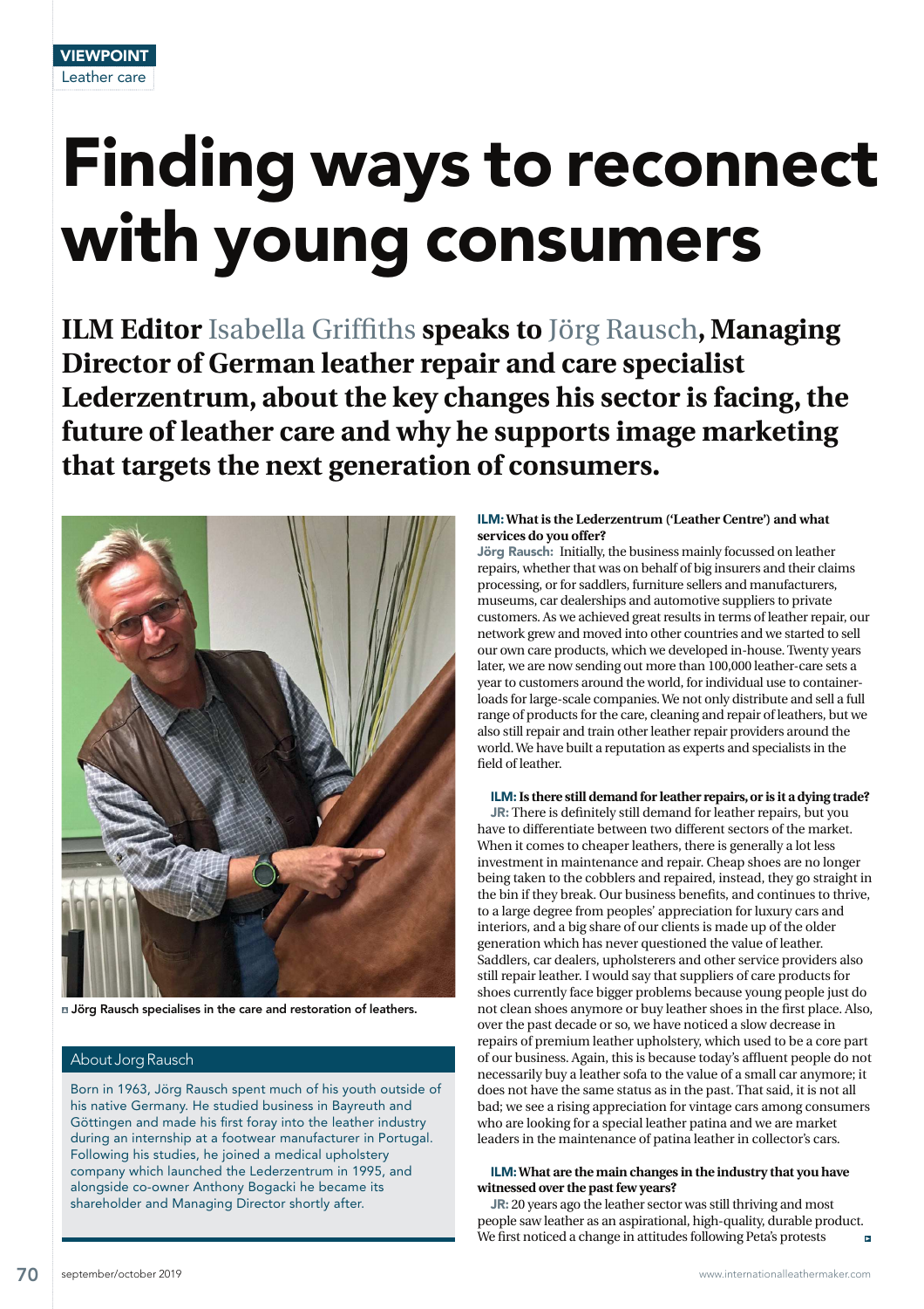VIEWPOINT

Leather care

# Finding ways to reconnect with young consumers

**ILM Editor Isabella Griffiths speaks to Jörg Rausch, Managing Director of German leather repair and care specialist Lederzentrum, about the key changes his sector is facing, the future of leather care and why he supports image marketing that targets the next generation of consumers.**

Jörg Rausch specialises in the care and restoration of leathers.

## About Jorg Rausch

Born in 1963, Jörg Rausch spent much of his youth outside of his native Germany. He studied business in Bayreuth and Göttingen and made his first foray into the leather industry during an internship at a footwear manufacturer in Portugal. Following his studies, he joined a medical upholstery company which launched the Lederzentrum in 1995, and alongside co-owner Anthony Bogacki he became its shareholder and Managing Director shortly after.

**ILM: What is the Lederzentrum ('Leather Centre') and what services do you offer?**

**Jörg Rausch:** Initially, the business mainly focussed on leather repairs, whether that was on behalf of big insurers and their claims processing, or for saddlers, furniture sellers and manufacturers, museums, car dealerships and automotive suppliers to private customers. As we achieved great results in terms of leather repair, our network grew and moved into other countries and we started to sell our own care products, which we developed in-house. Twenty years later, we are now sending out more than 100,000 leather-care sets a year to customers around the world, for individual use to container-loads for large-scale companies. We not only distribute and sell a full range of products for the care, cleaning and repair of leathers, but we also still repair and train other leather repair providers around the world. We have built a reputation as experts and specialists in the field of leather.

**ILM: Is there still demand for leather repairs, or is it a dying trade?**

**JR:** There is definitely still demand for leather repairs, but you have to differentiate between two different sectors of the market. When it comes to cheaper leathers, there is generally a lot less investment in maintenance and repair. Cheap shoes are no longer being taken to the cobblers and repaired, instead, they go straight in the bin if they break. Our business benefits, and continues to thrive, to a large degree from peoples' appreciation for luxury cars and interiors, and a big share of our clients is made up of the older generation which has never questioned the value of leather. Saddlers, car dealers, upholsterers and other service providers also still repair leather. I would say that suppliers of care products for shoes currently face bigger problems because young people just do not clean shoes anymore or buy leather shoes in the first place. Also, over the past decade or so, we have noticed a slow decrease in repairs of premium leather upholstery, which used to be a core part of our business. Again, this is because today's affluent people do not necessarily buy a leather sofa to the value of a small car anymore; it does not have the same status as in the past. That said, it is not all bad; we see a rising appreciation for vintage cars among consumers who are looking for a special leather patina and we are market leaders in the maintenance of patina leather in collector's cars.

**ILM: What are the main changes in the industry that you have witnessed over the past few years?**

**JR:** 20 years ago the leather sector was still thriving and most people saw leather as an aspirational, high-quality, durable product. We first noticed a change in attitudes following Peta's protests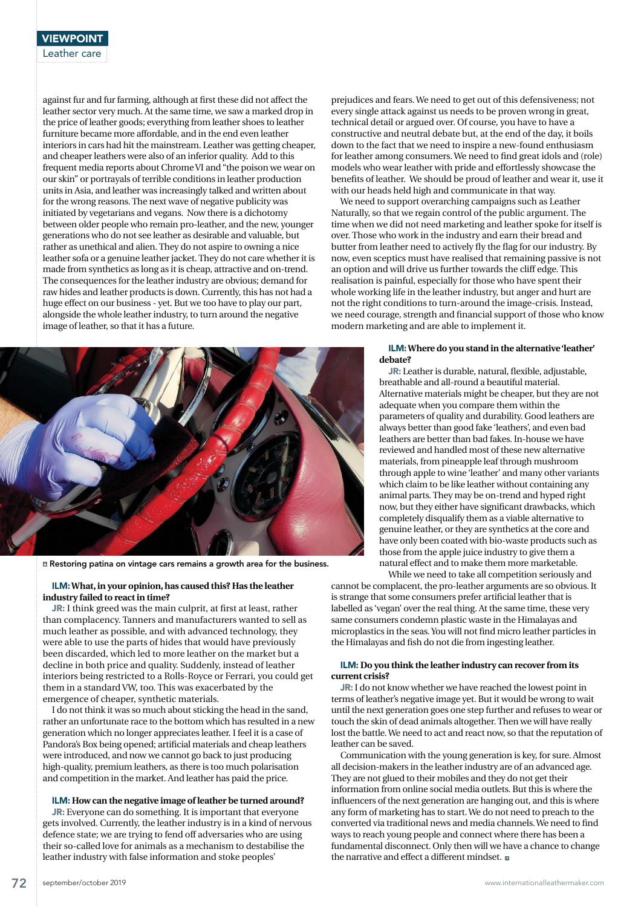against fur and fur farming, although at first these did not affect the leather sector very much. At the same time, we saw a marked drop in the price of leather goods; everything from leather shoes to leather furniture became more affordable, and in the end even leather interiors in cars had hit the mainstream. Leather was getting cheaper, and cheaper leathers were also of an inferior quality. Add to this frequent media reports about Chrome VI and "the poison we wear on our skin" or portrayals of terrible conditions in leather production units in Asia, and leather was increasingly talked and written about for the wrong reasons. The next wave of negative publicity was initiated by vegetarians and vegans. Now there is a dichotomy between older people who remain pro-leather, and the new, younger generations who do not see leather as desirable and valuable, but rather as unethical and alien. They do not aspire to owning a nice leather sofa or a genuine leather jacket. They do not care whether it is made from synthetics as long as it is cheap, attractive and on-trend. The consequences for the leather industry are obvious; demand for raw hides and leather products is down. Currently, this has not had a huge effect on our business - yet. But we too have to play our part, alongside the whole leather industry, to turn around the negative image of leather, so that it has a future.

Restoring patina on vintage cars remains a growth area for the business.

**ILM: What, in your opinion, has caused this? Has the leather industry failed to react in time?**

**JR:** I think greed was the main culprit, at first at least, rather than complacency. Tanners and manufacturers wanted to sell as much leather as possible, and with advanced technology, they were able to use the parts of hides that would have previously been discarded, which led to more leather on the market but a decline in both price and quality. Instead of leather interiors being restricted to a Rolls-Royce or Ferrari, you could get them in a standard VW, too. This was exacerbated by the emergence of cheaper, synthetic materials.

I do not think it was so much about sticking the head in the sand, rather an unfortunate race to the bottom which has resulted in a new generation which no longer appreciates leather. I feel it is a case of Pandora's Box being opened; artificial materials and cheap leathers were introduced, and now we cannot go back to just producing high-quality, premium leathers, as there is too much polarisation and competition in the market. And leather has paid the price.

**ILM: How can the negative image of leather be turned around?**

**JR:** Everyone can do something. It is important that everyone gets involved. Currently, the leather industry is in a kind of nervous defence state; we are trying to fend off adversaries who are using their so-called love for animals as a mechanism to destabilise the leather industry with false information and stoke peoples' prejudices and fears. We need to get out of this defensiveness; not every single attack against us needs to be proven wrong in great, technical detail or argued over. Of course, you have to have a constructive and neutral debate but, at the end of the day, it boils down to the fact that we need to inspire a new-found enthusiasm for leather among consumers. We need to find great idols and (role) models who wear leather with pride and effortlessly showcase the benefits of leather. We should be proud of leather and wear it, use it with our heads held high and communicate in that way.

We need to support overarching campaigns such as Leather Naturally, so that we regain control of the public argument. The time when we did not need marketing and leather spoke for itself is over. Those who work in the industry and earn their bread and butter from leather need to actively fly the flag for our industry. By now, even sceptics must have realised that remaining passive is not an option and will drive us further towards the cliff edge. This realisation is painful, especially for those who have spent their whole working life in the leather industry, but anger and hurt are not the right conditions to turn-around the image-crisis. Instead, we need courage, strength and financial support of those who know modern marketing and are able to implement it.

**ILM: Where do you stand in the alternative 'leather' debate?**

**JR:** Leather is durable, natural, flexible, adjustable, breathable and all-round a beautiful material. Alternative materials might be cheaper, but they are not adequate when you compare them within the parameters of quality and durability. Good leathers are always better than good fake 'leathers', and even bad leathers are better than bad fakes. In-house we have reviewed and handled most of these new alternative materials, from pineapple leaf through mushroom through apple to wine 'leather' and many other variants which claim to be like leather without containing any animal parts. They may be on-trend and hyped right now, but they either have significant drawbacks, which completely disqualify them as a viable alternative to genuine leather, or they are synthetics at the core and have only been coated with bio-waste products such as those from the apple juice industry to give them a natural effect and to make them more marketable.

While we need to take all competition seriously and cannot be complacent, the pro-leather arguments are so obvious. It is strange that some consumers prefer artificial leather that is labelled as 'vegan' over the real thing. At the same time, these very same consumers condemn plastic waste in the Himalayas and microplastics in the seas. You will not find micro leather particles in the Himalayas and fish do not die from ingesting leather.

**ILM: Do you think the leather industry can recover from its current crisis?**

**JR:** I do not know whether we have reached the lowest point in terms of leather's negative image yet. But it would be wrong to wait until the next generation goes one step further and refuses to wear or touch the skin of dead animals altogether. Then we will have really lost the battle. We need to act and react now, so that the reputation of leather can be saved.

Communication with the young generation is key, for sure. Almost all decision-makers in the leather industry are of an advanced age. They are not glued to their mobiles and they do not get their information from online social media outlets. But this is where the influencers of the next generation are hanging out, and this is where any form of marketing has to start. We do not need to preach to the converted via traditional news and media channels. We need to find ways to reach young people and connect where there has been a fundamental disconnect. Only then will we have a chance to change the narrative and effect a different mindset.